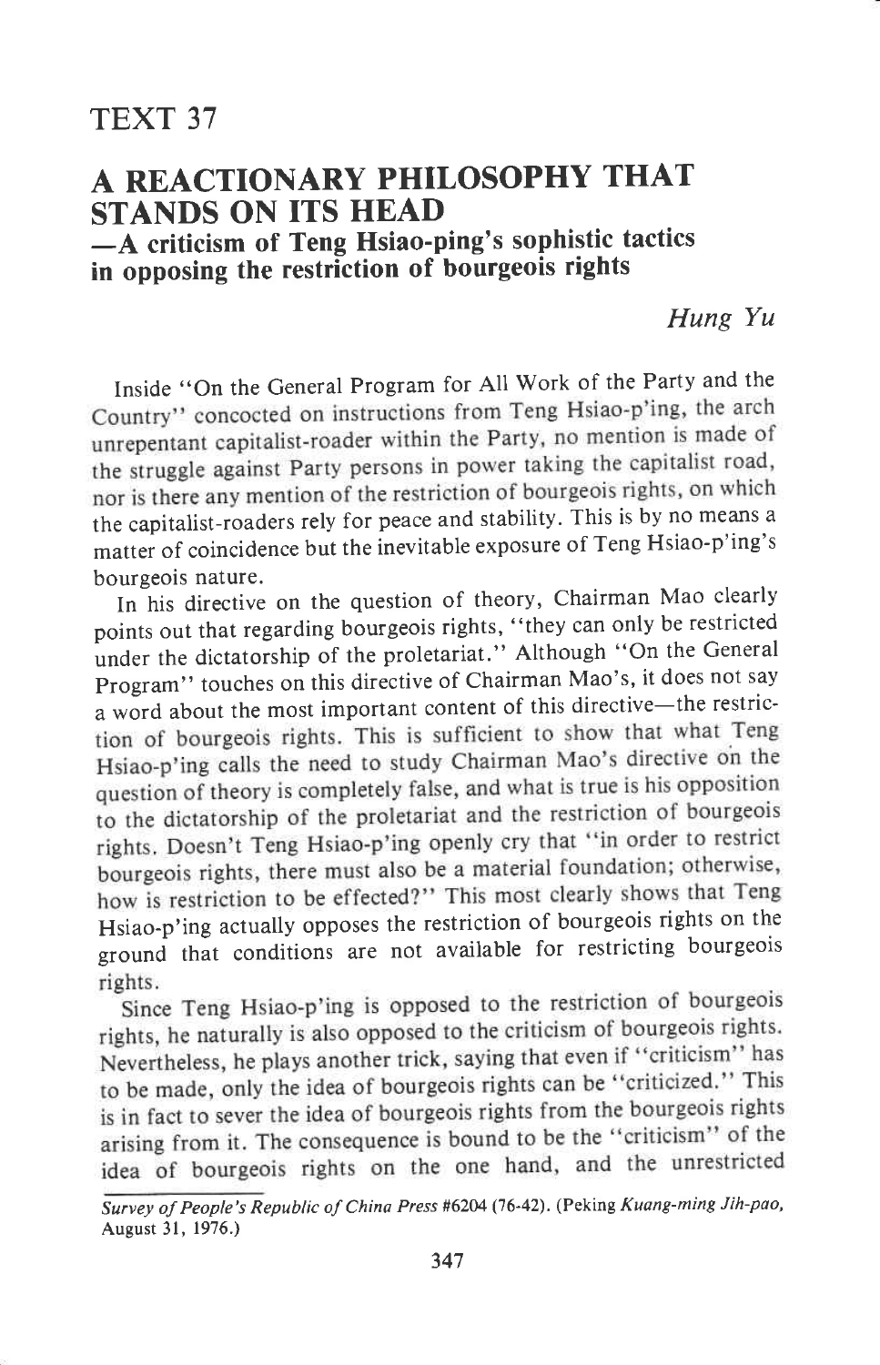# TEXT 37

## A REACTIONARY PHILOSOPHY THAT STANDS ON ITS HEAD
### —A criticism of Teng Hsiao-ping's sophistic tactics in opposing the restriction of bourgeois rights

*Hung Yu*

Inside "On the General Program for All Work of the Party and the Country" concocted on instructions from Teng Hsiao-p'ing, the arch unrepentant capitalist-roader within the Party, no mention is made of the struggle against Party persons in power taking the capitalist road, nor is there any mention of the restriction of bourgeois rights, on which the capitalist-roaders rely for peace and stability. This is by no means a matter of coincidence but the inevitable exposure of Teng Hsiao-p'ing's bourgeois nature.

In his directive on the question of theory, Chairman Mao clearly points out that regarding bourgeois rights, "they can only be restricted under the dictatorship of the proletariat." Although "On the General Program" touches on this directive of Chairman Mao's, it does not say a word about the most important content of this directive—the restriction of bourgeois rights. This is sufficient to show that what Teng Hsiao-p'ing calls the need to study Chairman Mao's directive on the question of theory is completely false, and what is true is his opposition to the dictatorship of the proletariat and the restriction of bourgeois rights. Doesn't Teng Hsiao-p'ing openly cry that "in order to restrict bourgeois rights, there must also be a material foundation; otherwise, how is restriction to be effected?" This most clearly shows that Teng Hsiao-p'ing actually opposes the restriction of bourgeois rights on the ground that conditions are not available for restricting bourgeois rights.

Since Teng Hsiao-p'ing is opposed to the restriction of bourgeois rights, he naturally is also opposed to the criticism of bourgeois rights. Nevertheless, he plays another trick, saying that even if "criticism" has to be made, only the idea of bourgeois rights can be "criticized." This is in fact to sever the idea of bourgeois rights from the bourgeois rights arising from it. The consequence is bound to be the "criticism" of the idea of bourgeois rights on the one hand, and the unrestricted

*Survey of People's Republic of China Press* #6204 (76-42). (Peking *Kuang-ming Jih-pao*, August 31, 1976.)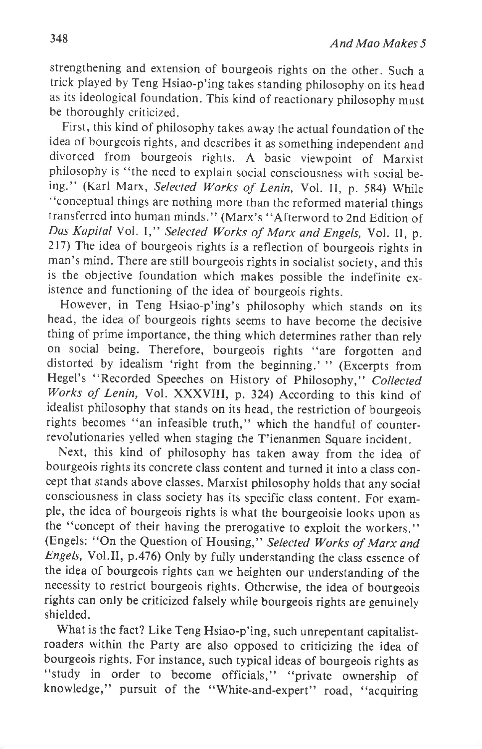strengthening and extension of bourgeois rights on the other. Such a trick played by Teng Hsiao-p'ing takes standing philosophy on its head as its ideological foundation. This kind of reactionary philosophy must be thoroughly criticized.

First, this kind of philosophy takes away the actual foundation of the idea of bourgeois rights, and describes it as something independent and divorced from bourgeois rights. A basic viewpoint of Marxist philosophy is "the need to explain social consciousness with social being." (Karl Marx, *Selected Works of Lenin,* Vol. II, p. 584) While "conceptual things are nothing more than the reformed material things transferred into human minds." (Marx's "Afterword to 2nd Edition of *Das Kapital* Vol. I," *Selected Works of Marx and Engels,* Vol. II, p. 217) The idea of bourgeois rights is a reflection of bourgeois rights in man's mind. There are still bourgeois rights in socialist society, and this is the objective foundation which makes possible the indefinite existence and functioning of the idea of bourgeois rights.

However, in Teng Hsiao-p'ing's philosophy which stands on its head, the idea of bourgeois rights seems to have become the decisive thing of prime importance, the thing which determines rather than rely on social being. Therefore, bourgeois rights "are forgotten and distorted by idealism 'right from the beginning.'" (Excerpts from Hegel's "Recorded Speeches on History of Philosophy," *Collected Works of Lenin,* Vol. XXXVIII, p. 324) According to this kind of idealist philosophy that stands on its head, the restriction of bourgeois rights becomes "an infeasible truth," which the handful of counter-revolutionaries yelled when staging the T'ienanmen Square incident.

Next, this kind of philosophy has taken away from the idea of bourgeois rights its concrete class content and turned it into a class concept that stands above classes. Marxist philosophy holds that any social consciousness in class society has its specific class content. For example, the idea of bourgeois rights is what the bourgeoisie looks upon as the "concept of their having the prerogative to exploit the workers." (Engels: "On the Question of Housing," *Selected Works of Marx and Engels,* Vol.II, p.476) Only by fully understanding the class essence of the idea of bourgeois rights can we heighten our understanding of the necessity to restrict bourgeois rights. Otherwise, the idea of bourgeois rights can only be criticized falsely while bourgeois rights are genuinely shielded.

What is the fact? Like Teng Hsiao-p'ing, such unrepentant capitalist-roaders within the Party are also opposed to criticizing the idea of bourgeois rights. For instance, such typical ideas of bourgeois rights as "study in order to become officials," "private ownership of knowledge," pursuit of the "White-and-expert" road, "acquiring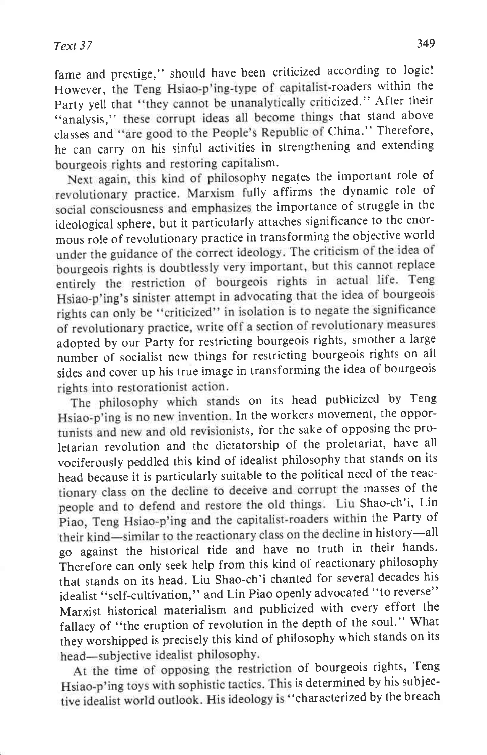fame and prestige," should have been criticized according to logic! However, the Teng Hsiao-p'ing-type of capitalist-roaders within the Party yell that "they cannot be unanalytically criticized." After their "analysis," these corrupt ideas all become things that stand above classes and "are good to the People's Republic of China." Therefore, he can carry on his sinful activities in strengthening and extending bourgeois rights and restoring capitalism.

Next again, this kind of philosophy negates the important role of revolutionary practice. Marxism fully affirms the dynamic role of social consciousness and emphasizes the importance of struggle in the ideological sphere, but it particularly attaches significance to the enormous role of revolutionary practice in transforming the objective world under the guidance of the correct ideology. The criticism of the idea of bourgeois rights is doubtlessly very important, but this cannot replace entirely the restriction of bourgeois rights in actual life. Teng Hsiao-p'ing's sinister attempt in advocating that the idea of bourgeois rights can only be "criticized" in isolation is to negate the significance of revolutionary practice, write off a section of revolutionary measures adopted by our Party for restricting bourgeois rights, smother a large number of socialist new things for restricting bourgeois rights on all sides and cover up his true image in transforming the idea of bourgeois rights into restorationist action.

The philosophy which stands on its head publicized by Teng Hsiao-p'ing is no new invention. In the workers movement, the opportunists and new and old revisionists, for the sake of opposing the proletarian revolution and the dictatorship of the proletariat, have all vociferously peddled this kind of idealist philosophy that stands on its head because it is particularly suitable to the political need of the reactionary class on the decline to deceive and corrupt the masses of the people and to defend and restore the old things. Liu Shao-ch'i, Lin Piao, Teng Hsiao-p'ing and the capitalist-roaders within the Party of their kind—similar to the reactionary class on the decline in history—all go against the historical tide and have no truth in their hands. Therefore can only seek help from this kind of reactionary philosophy that stands on its head. Liu Shao-ch'i chanted for several decades his idealist "self-cultivation," and Lin Piao openly advocated "to reverse" Marxist historical materialism and publicized with every effort the fallacy of "the eruption of revolution in the depth of the soul." What they worshipped is precisely this kind of philosophy which stands on its head—subjective idealist philosophy.

At the time of opposing the restriction of bourgeois rights, Teng Hsiao-p'ing toys with sophistic tactics. This is determined by his subjective idealist world outlook. His ideology is "characterized by the breach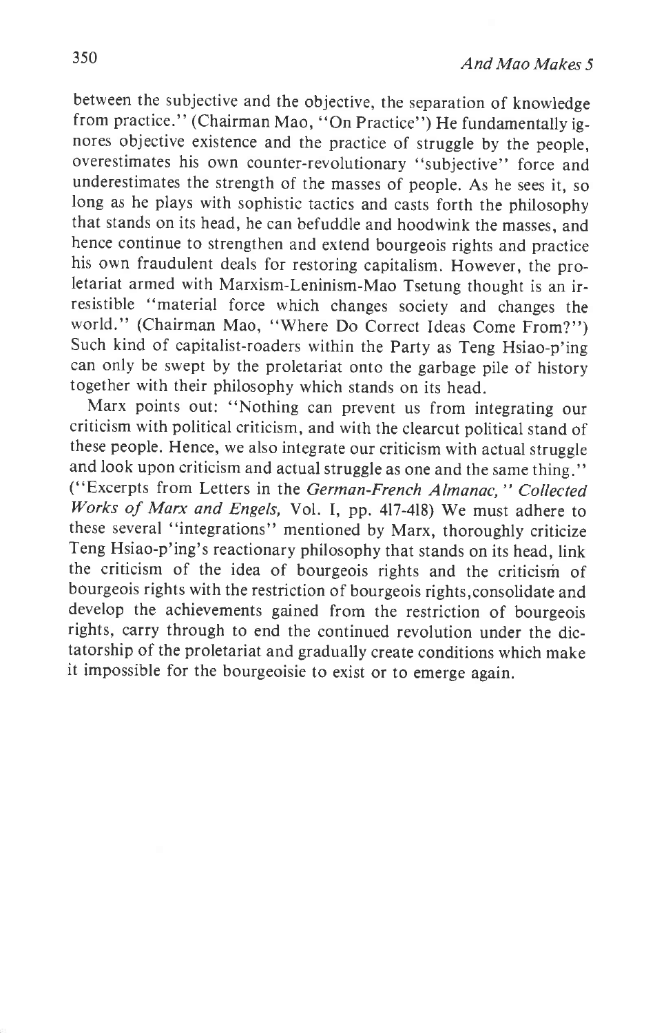between the subjective and the objective, the separation of knowledge from practice." (Chairman Mao, "On Practice") He fundamentally ignores objective existence and the practice of struggle by the people, overestimates his own counter-revolutionary "subjective" force and underestimates the strength of the masses of people. As he sees it, so long as he plays with sophistic tactics and casts forth the philosophy that stands on its head, he can befuddle and hoodwink the masses, and hence continue to strengthen and extend bourgeois rights and practice his own fraudulent deals for restoring capitalism. However, the proletariat armed with Marxism-Leninism-Mao Tsetung thought is an irresistible "material force which changes society and changes the world." (Chairman Mao, "Where Do Correct Ideas Come From?") Such kind of capitalist-roaders within the Party as Teng Hsiao-p'ing can only be swept by the proletariat onto the garbage pile of history together with their philosophy which stands on its head.

Marx points out: "Nothing can prevent us from integrating our criticism with political criticism, and with the clearcut political stand of these people. Hence, we also integrate our criticism with actual struggle and look upon criticism and actual struggle as one and the same thing." ("Excerpts from Letters in the *German-French Almanac,*" *Collected Works of Marx and Engels,* Vol. I, pp. 417-418) We must adhere to these several "integrations" mentioned by Marx, thoroughly criticize Teng Hsiao-p'ing's reactionary philosophy that stands on its head, link the criticism of the idea of bourgeois rights and the criticism of bourgeois rights with the restriction of bourgeois rights, consolidate and develop the achievements gained from the restriction of bourgeois rights, carry through to end the continued revolution under the dictatorship of the proletariat and gradually create conditions which make it impossible for the bourgeoisie to exist or to emerge again.